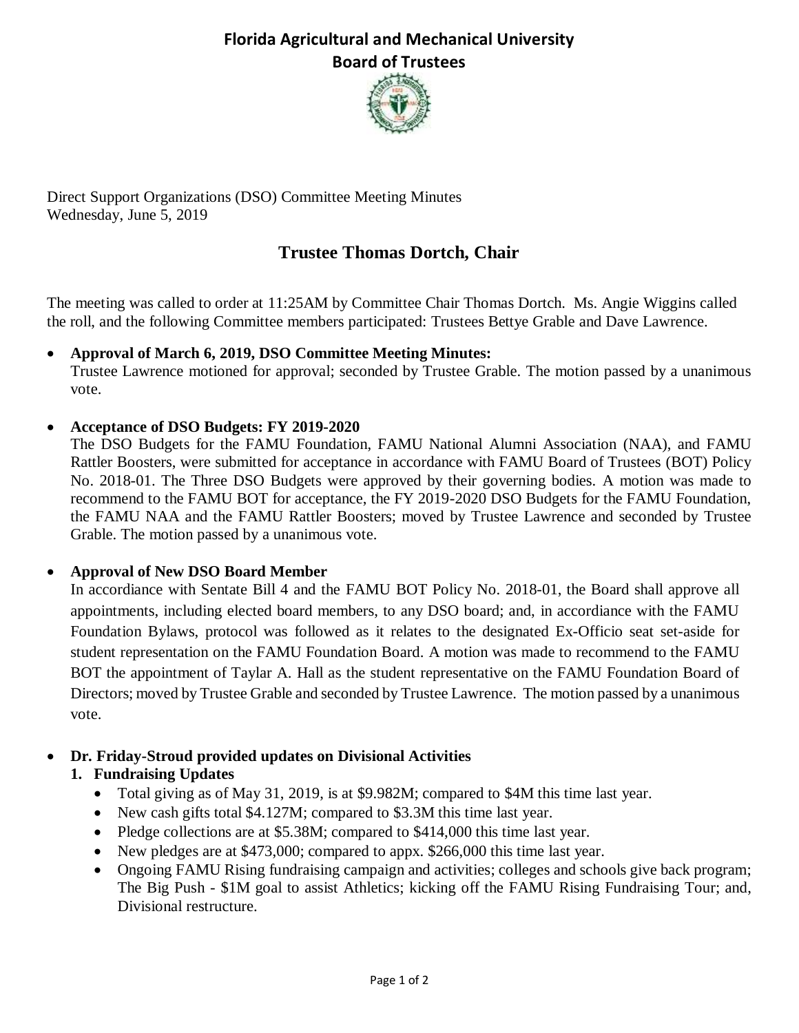# Florida Agricultural and Mechanical University
## Board of Trustees

Direct Support Organizations (DSO) Committee Meeting Minutes
Wednesday, June 5, 2019

## Trustee Thomas Dortch, Chair

The meeting was called to order at 11:25AM by Committee Chair Thomas Dortch. Ms. Angie Wiggins called the roll, and the following Committee members participated: Trustees Bettye Grable and Dave Lawrence.

- **Approval of March 6, 2019, DSO Committee Meeting Minutes:**
  Trustee Lawrence motioned for approval; seconded by Trustee Grable. The motion passed by a unanimous vote.

- **Acceptance of DSO Budgets: FY 2019-2020**
  The DSO Budgets for the FAMU Foundation, FAMU National Alumni Association (NAA), and FAMU Rattler Boosters, were submitted for acceptance in accordance with FAMU Board of Trustees (BOT) Policy No. 2018-01. The Three DSO Budgets were approved by their governing bodies. A motion was made to recommend to the FAMU BOT for acceptance, the FY 2019-2020 DSO Budgets for the FAMU Foundation, the FAMU NAA and the FAMU Rattler Boosters; moved by Trustee Lawrence and seconded by Trustee Grable. The motion passed by a unanimous vote.

- **Approval of New DSO Board Member**
  In accordance with Sentate Bill 4 and the FAMU BOT Policy No. 2018-01, the Board shall approve all appointments, including elected board members, to any DSO board; and, in accordance with the FAMU Foundation Bylaws, protocol was followed as it relates to the designated Ex-Officio seat set-aside for student representation on the FAMU Foundation Board. A motion was made to recommend to the FAMU BOT the appointment of Taylar A. Hall as the student representative on the FAMU Foundation Board of Directors; moved by Trustee Grable and seconded by Trustee Lawrence. The motion passed by a unanimous vote.

- **Dr. Friday-Stroud provided updates on Divisional Activities**
  1. **Fundraising Updates**
     - Total giving as of May 31, 2019, is at \$9.982M; compared to \$4M this time last year.
     - New cash gifts total \$4.127M; compared to \$3.3M this time last year.
     - Pledge collections are at \$5.38M; compared to \$414,000 this time last year.
     - New pledges are at \$473,000; compared to appx. \$266,000 this time last year.
     - Ongoing FAMU Rising fundraising campaign and activities; colleges and schools give back program; The Big Push - \$1M goal to assist Athletics; kicking off the FAMU Rising Fundraising Tour; and, Divisional restructure.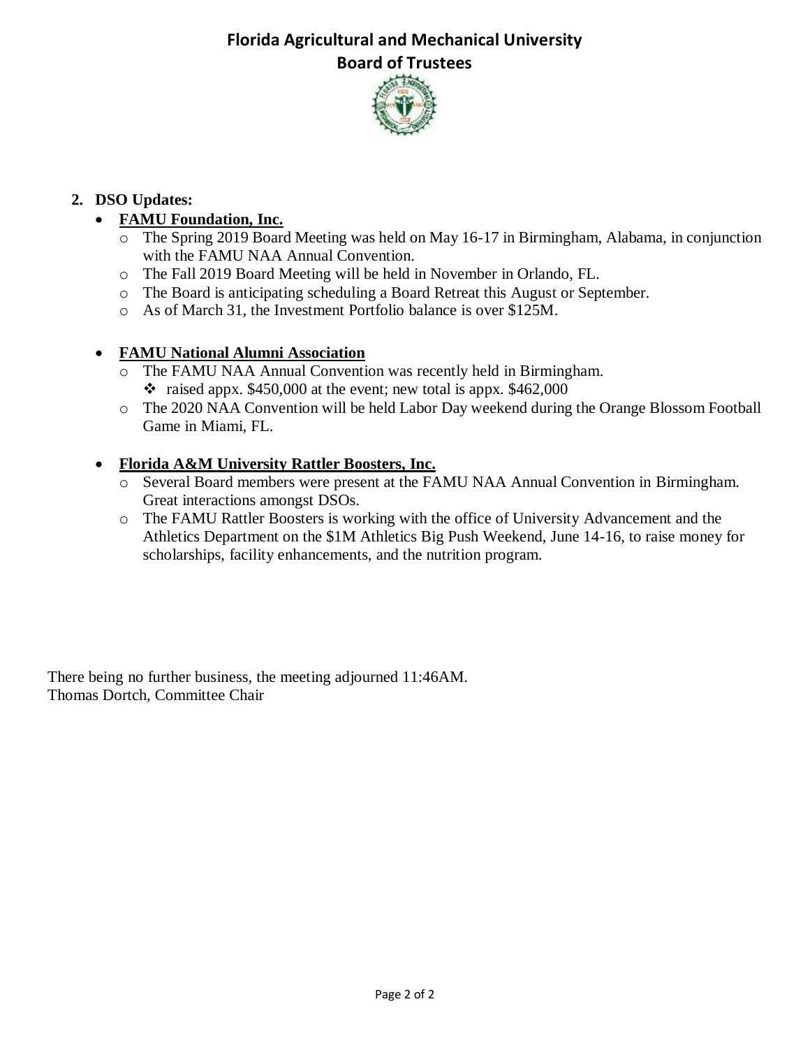Florida Agricultural and Mechanical University
Board of Trustees

2. **DSO Updates:**
   - **FAMU Foundation, Inc.**
     - The Spring 2019 Board Meeting was held on May 16-17 in Birmingham, Alabama, in conjunction with the FAMU NAA Annual Convention.
     - The Fall 2019 Board Meeting will be held in November in Orlando, FL.
     - The Board is anticipating scheduling a Board Retreat this August or September.
     - As of March 31, the Investment Portfolio balance is over $125M.

   - **FAMU National Alumni Association**
     - The FAMU NAA Annual Convention was recently held in Birmingham.
       - raised appx. $450,000 at the event; new total is appx. $462,000
     - The 2020 NAA Convention will be held Labor Day weekend during the Orange Blossom Football Game in Miami, FL.

   - **Florida A&M University Rattler Boosters, Inc.**
     - Several Board members were present at the FAMU NAA Annual Convention in Birmingham. Great interactions amongst DSOs.
     - The FAMU Rattler Boosters is working with the office of University Advancement and the Athletics Department on the $1M Athletics Big Push Weekend, June 14-16, to raise money for scholarships, facility enhancements, and the nutrition program.

There being no further business, the meeting adjourned 11:46AM.
Thomas Dortch, Committee Chair